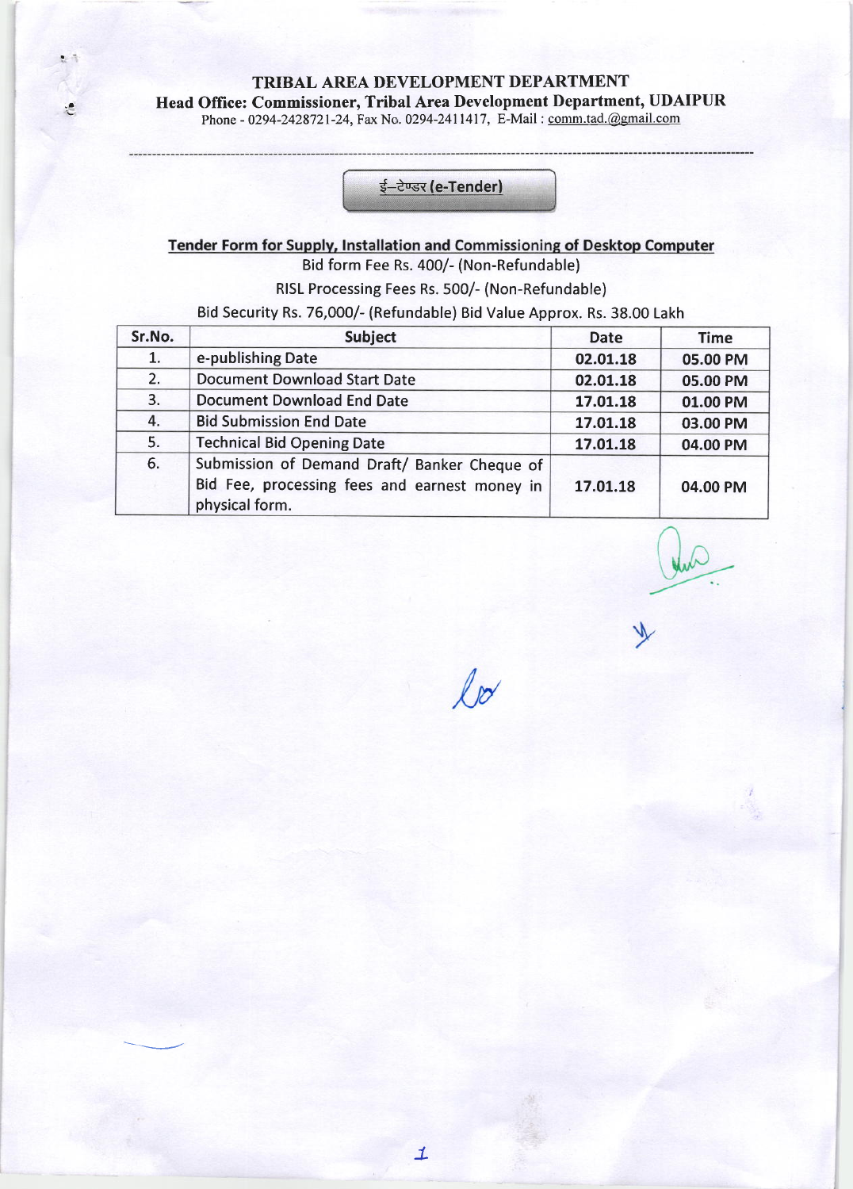# TRIBAL AREA DEVELOPMENT DEPARTMENT

**Head Office: Commissioner, Tribal Area Development Department, UDAIPUR**

Phone - 0294-2428721-24, Fax No. 0294-2411417, E-Mail : comm.tad.@gmail.com

---

**ई–टेण्डर (e-Tender)**

## Tender Form for Supply, Installation and Commissioning of Desktop Computer

Bid form Fee Rs. 400/- (Non-Refundable)

RISL Processing Fees Rs. 500/- (Non-Refundable)

Bid Security Rs. 76,000/- (Refundable) Bid Value Approx. Rs. 38.00 Lakh

| Sr.No. | Subject | Date | Time |
|---|---|---|---|
| 1. | e-publishing Date | 02.01.18 | 05.00 PM |
| 2. | Document Download Start Date | 02.01.18 | 05.00 PM |
| 3. | Document Download End Date | 17.01.18 | 01.00 PM |
| 4. | Bid Submission End Date | 17.01.18 | 03.00 PM |
| 5. | Technical Bid Opening Date | 17.01.18 | 04.00 PM |
| 6. | Submission of Demand Draft/ Banker Cheque of Bid Fee, processing fees and earnest money in physical form. | 17.01.18 | 04.00 PM |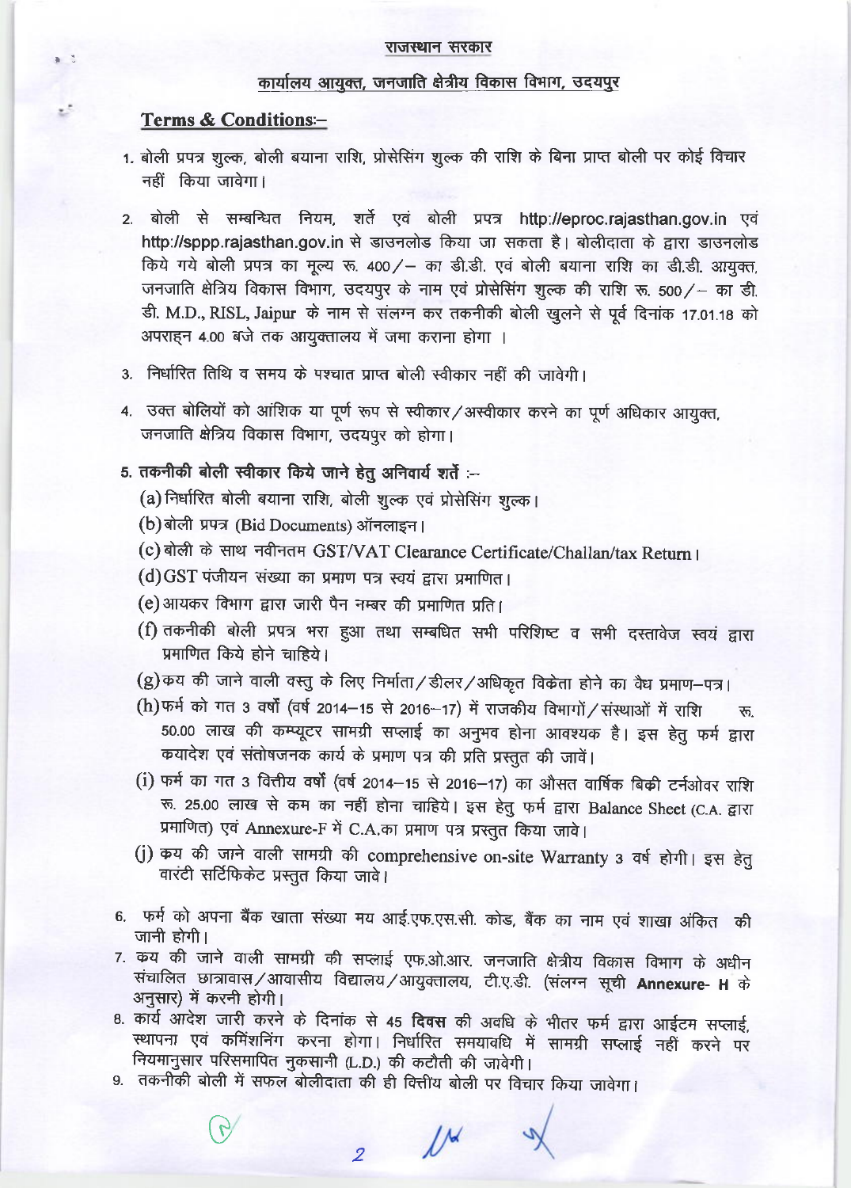राजस्थान सरकार

कार्यालय आयुक्त, जनजाति क्षेत्रीय विकास विभाग, उदयपुर

## Terms & Conditions:–

1. बोली प्रपत्र शुल्क, बोली बयाना राशि, प्रोसेसिंग शुल्क की राशि के बिना प्राप्त बोली पर कोई विचार नहीं किया जावेगा।

2. बोली से सम्बन्धित नियम, शर्तें एवं बोली प्रपत्र http://eproc.rajasthan.gov.in एवं http://sppp.rajasthan.gov.in से डाउनलोड किया जा सकता है। बोलीदाता के द्वारा डाउनलोड किये गये बोली प्रपत्र का मूल्य रू. 400/– का डी.डी. एवं बोली बयाना राशि का डी.डी. आयुक्त, जनजाति क्षेत्रिय विकास विभाग, उदयपुर के नाम एवं प्रोसेसिंग शुल्क की राशि रू. 500/– का डी. डी. M.D., RISL, Jaipur के नाम से संलग्न कर तकनीकी बोली खुलने से पूर्व दिनांक 17.01.18 को अपराह्न 4.00 बजे तक आयुक्तालय में जमा कराना होगा ।

3. निर्धारित तिथि व समय के पश्चात प्राप्त बोली स्वीकार नहीं की जावेगी।

4. उक्त बोलियों को आंशिक या पूर्ण रूप से स्वीकार/अस्वीकार करने का पूर्ण अधिकार आयुक्त, जनजाति क्षेत्रिय विकास विभाग, उदयपुर को होगा।

5. **तकनीकी बोली स्वीकार किये जाने हेतु अनिवार्य शर्तें :–**
   - (a) निर्धारित बोली बयाना राशि, बोली शुल्क एवं प्रोसेसिंग शुल्क।
   - (b) बोली प्रपत्र (Bid Documents) ऑनलाइन।
   - (c) बोली के साथ नवीनतम GST/VAT Clearance Certificate/Challan/tax Return।
   - (d) GST पंजीयन संख्या का प्रमाण पत्र स्वयं द्वारा प्रमाणित।
   - (e) आयकर विभाग द्वारा जारी पैन नम्बर की प्रमाणित प्रति।
   - (f) तकनीकी बोली प्रपत्र भरा हुआ तथा सम्बधित सभी परिशिष्ट व सभी दस्तावेज स्वयं द्वारा प्रमाणित किये होने चाहिये।
   - (g) क्रय की जाने वाली वस्तु के लिए निर्माता/डीलर/अधिकृत विक्रेता होने का वैध प्रमाण–पत्र।
   - (h) फर्म को गत 3 वर्षों (वर्ष 2014–15 से 2016–17) में राजकीय विभागों/संस्थाओं में राशि रू. 50.00 लाख की कम्प्यूटर सामग्री सप्लाई का अनुभव होना आवश्यक है। इस हेतु फर्म द्वारा क्रयादेश एवं संतोषजनक कार्य के प्रमाण पत्र की प्रति प्रस्तुत की जावें।
   - (i) फर्म का गत 3 वित्तीय वर्षों (वर्ष 2014–15 से 2016–17) का औसत वार्षिक बिक्री टर्नओवर राशि रू. 25.00 लाख से कम का नहीं होना चाहिये। इस हेतु फर्म द्वारा Balance Sheet (C.A. द्वारा प्रमाणित) एवं Annexure-F में C.A.का प्रमाण पत्र प्रस्तुत किया जावे।
   - (j) क्रय की जाने वाली सामग्री की comprehensive on-site Warranty 3 वर्ष होगी। इस हेतु वारंटी सर्टिफिकेट प्रस्तुत किया जावे।

6. फर्म को अपना बैंक खाता संख्या मय आई.एफ.एस.सी. कोड, बैंक का नाम एवं शाखा अंकित की जानी होगी।
7. क्रय की जाने वाली सामग्री की सप्लाई एफ.ओ.आर. जनजाति क्षेत्रीय विकास विभाग के अधीन संचालित छात्रावास/आवासीय विद्यालय/आयुक्तालय, टी.ए.डी. (संलग्न सूची **Annexure- H** के अनुसार) में करनी होगी।
8. कार्य आदेश जारी करने के दिनांक से 45 **दिवस** की अवधि के भीतर फर्म द्वारा आईटम सप्लाई, स्थापना एवं कमिशनिंग करना होगा। निर्धारित समयावधि में सामग्री सप्लाई नहीं करने पर नियमानुसार परिसमापित नुकसानी (L.D.) की कटौती की जावेगी।
9. तकनीकी बोली में सफल बोलीदाता की ही वित्तीय बोली पर विचार किया जावेगा।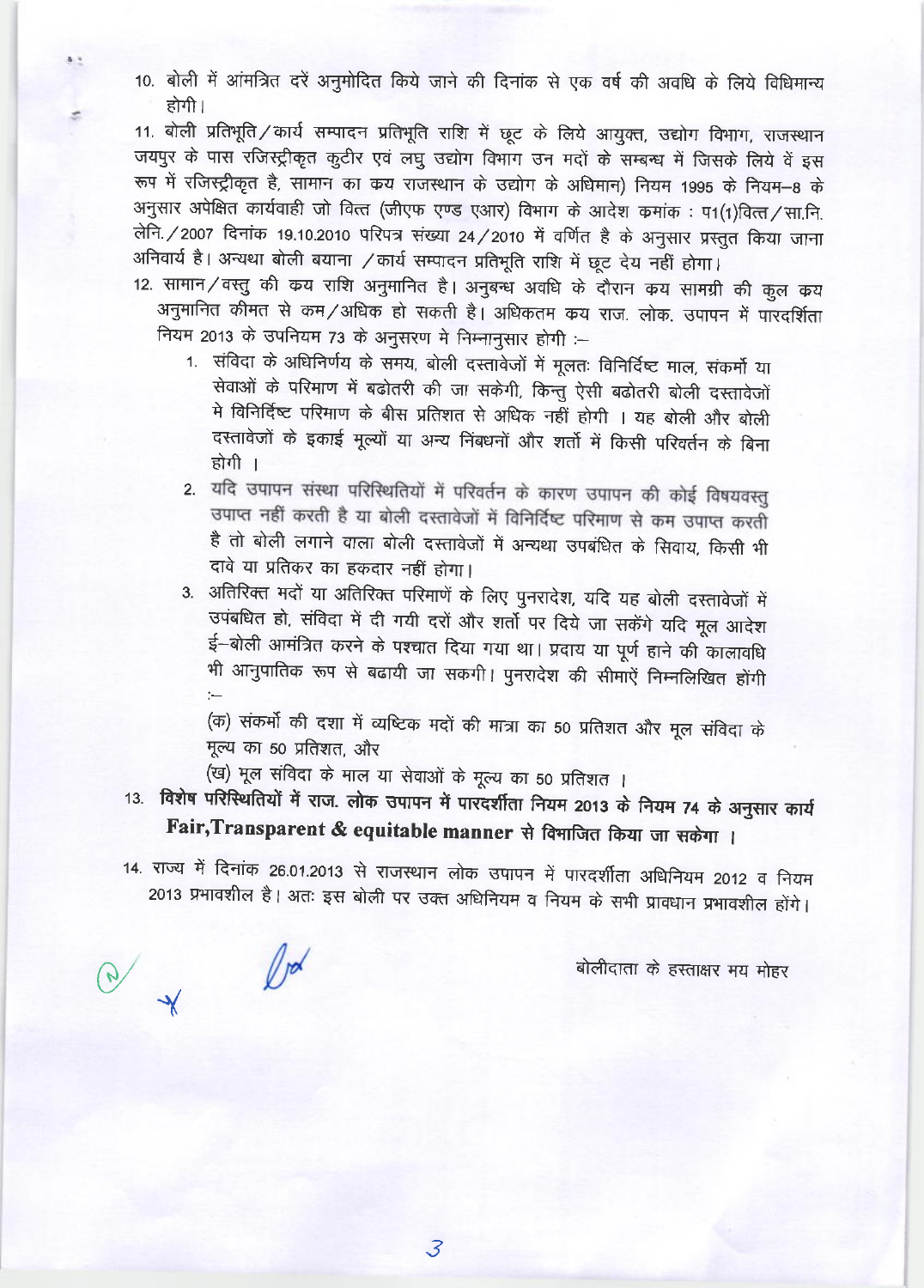10. बोली में आंमत्रित दरें अनुमोदित किये जाने की दिनांक से एक वर्ष की अवधि के लिये विधिमान्य होगी।

11. बोली प्रतिभूति/कार्य सम्पादन प्रतिभूति राशि में छूट के लिये आयुक्त, उद्योग विभाग, राजस्थान जयपुर के पास रजिस्ट्रीकृत कुटीर एवं लघु उद्योग विभाग उन मदों के सम्बन्ध में जिसके लिये वें इस रूप में रजिस्ट्रीकृत है, सामान का क्रय राजस्थान के उद्योग के अधिमान) नियम 1995 के नियम–8 के अनुसार अपेक्षित कार्यवाही जो वित्त (जीएफ एण्ड एआर) विभाग के आदेश कमांक : प1(1)वित्त/सा.नि. लेनि./2007 दिनांक 19.10.2010 परिपत्र संख्या 24/2010 में वर्णित है के अनुसार प्रस्तुत किया जाना अनिवार्य है। अन्यथा बोली बयाना /कार्य सम्पादन प्रतिभूति राशि में छूट देय नहीं होगा।

12. सामान/वस्तु की क्रय राशि अनुमानित है। अनुबन्ध अवधि के दौरान क्रय सामग्री की कुल क्रय अनुमानित कीमत से कम/अधिक हो सकती है। अधिकतम क्रय राज. लोक. उपापन में पारदर्शिता नियम 2013 के उपनियम 73 के अनुसरण मे निम्नानुसार होगी :–
    1. संविदा के अधिनिर्णय के समय, बोली दस्तावेजों में मूलतः विनिर्दिष्ट माल, संकर्मो या सेवाओं के परिमाण में बढोतरी की जा सकेगी, किन्तु ऐसी बढोतरी बोली दस्तावेजों मे विनिर्दिष्ट परिमाण के बीस प्रतिशत से अधिक नहीं होगी । यह बोली और बोली दस्तावेजों के इकाई मूल्यों या अन्य निबंधनों और शर्तो में किसी परिवर्तन के बिना होगी ।
    2. यदि उपापन संस्था परिस्थितियों में परिवर्तन के कारण उपापन की कोई विषयवस्तु उपाप्त नहीं करती है या बोली दस्तावेजों में विनिर्दिष्ट परिमाण से कम उपाप्त करती है तो बोली लगाने वाला बोली दस्तावेजों में अन्यथा उपबंधित के सिवाय, किसी भी दावे या प्रतिकर का हकदार नहीं होगा।
    3. अतिरिक्त मदों या अतिरिक्त परिमाणें के लिए पुनरादेश, यदि यह बोली दस्तावेजों में उपबंधित हो, संविदा में दी गयी दरों और शर्तो पर दिये जा सकेंगे यदि मूल आदेश ई–बोली आमंत्रित करने के पश्चात दिया गया था। प्रदाय या पूर्ण हाने की कालावधि भी आनुपातिक रूप से बढायी जा सकगी। पुनरादेश की सीमाऐं निम्नलिखित होंगी :–

       (क) संकर्मो की दशा में व्यष्टिक मदों की मात्रा का 50 प्रतिशत और मूल संविदा के मूल्य का 50 प्रतिशत, और

       (ख) मूल संविदा के माल या सेवाओं के मूल्य का 50 प्रतिशत ।

13. **विशेष परिस्थितियों में राज. लोक उपापन में पारदर्शीता नियम 2013 के नियम 74 के अनुसार कार्य Fair,Transparent & equitable manner से विभाजित किया जा सकेगा ।**

14. राज्य में दिनांक 26.01.2013 से राजस्थान लोक उपापन में पारदर्शीता अधिनियम 2012 व नियम 2013 प्रभावशील है। अतः इस बोली पर उक्त अधिनियम व नियम के सभी प्रावधान प्रभावशील होंगे।

बोलीदाता के हस्ताक्षर मय मोहर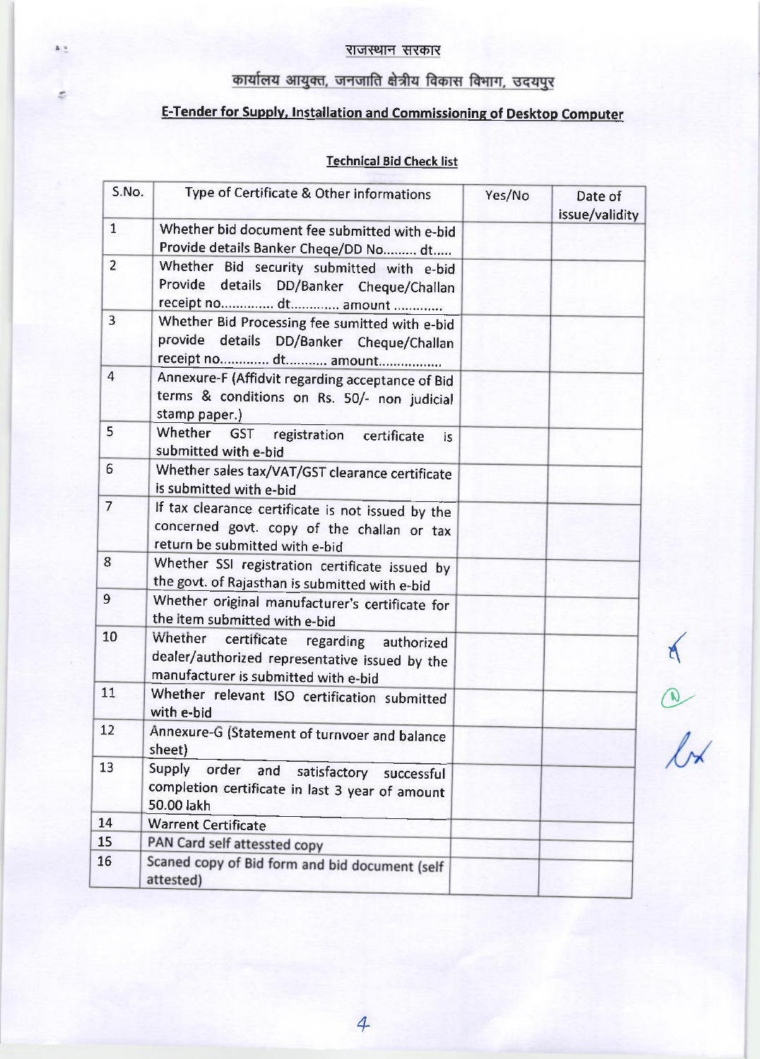राजस्थान सरकार

कार्यालय आयुक्त, जनजाति क्षेत्रीय विकास विभाग, उदयपुर

**E-Tender for Supply, Installation and Commissioning of Desktop Computer**

**Technical Bid Check list**

| S.No. | Type of Certificate & Other informations | Yes/No | Date of issue/validity |
|---|---|---|---|
| 1 | Whether bid document fee submitted with e-bid Provide details Banker Cheqe/DD No......... dt..... | | |
| 2 | Whether Bid security submitted with e-bid Provide details DD/Banker Cheque/Challan receipt no.............. dt............. amount ............. | | |
| 3 | Whether Bid Processing fee sumitted with e-bid provide details DD/Banker Cheque/Challan receipt no............. dt........... amount................. | | |
| 4 | Annexure-F (Affidvit regarding acceptance of Bid terms & conditions on Rs. 50/- non judicial stamp paper.) | | |
| 5 | Whether GST registration certificate is submitted with e-bid | | |
| 6 | Whether sales tax/VAT/GST clearance certificate is submitted with e-bid | | |
| 7 | If tax clearance certificate is not issued by the concerned govt. copy of the challan or tax return be submitted with e-bid | | |
| 8 | Whether SSI registration certificate issued by the govt. of Rajasthan is submitted with e-bid | | |
| 9 | Whether original manufacturer's certificate for the item submitted with e-bid | | |
| 10 | Whether certificate regarding authorized dealer/authorized representative issued by the manufacturer is submitted with e-bid | | |
| 11 | Whether relevant ISO certification submitted with e-bid | | |
| 12 | Annexure-G (Statement of turnvoer and balance sheet) | | |
| 13 | Supply order and satisfactory successful completion certificate in last 3 year of amount 50.00 lakh | | |
| 14 | Warrent Certificate | | |
| 15 | PAN Card self attessted copy | | |
| 16 | Scaned copy of Bid form and bid document (self attested) | | |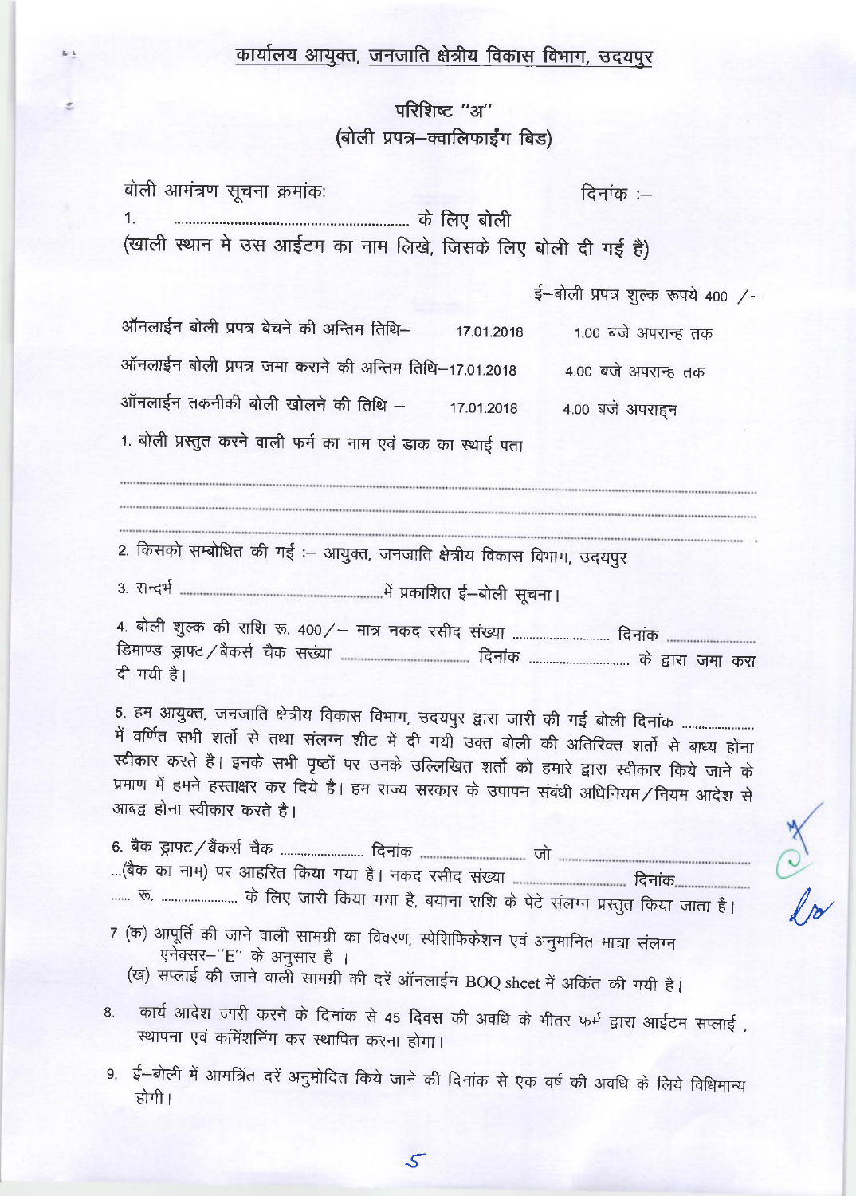## कार्यालय आयुक्त, जनजाति क्षेत्रीय विकास विभाग, उदयपुर

### परिशिष्ट "अ"
### (बोली प्रपत्र–क्वालिफाईंग बिड)

बोली आमंत्रण सूचना क्रमांकः दिनांक :–

1. .............................................................. के लिए बोली

(खाली स्थान मे उस आईटम का नाम लिखे, जिसके लिए बोली दी गई है)

ई–बोली प्रपत्र शुल्क रूपये 400 /–

| | | |
|---|---|---|
| ऑनलाईन बोली प्रपत्र बेचने की अन्तिम तिथि– | 17.01.2018 | 1.00 बजे अपरान्ह तक |
| ऑनलाईन बोली प्रपत्र जमा कराने की अन्तिम तिथि– | 17.01.2018 | 4.00 बजे अपरान्ह तक |
| ऑनलाईन तकनीकी बोली खोलने की तिथि – | 17.01.2018 | 4.00 बजे अपराह्न |

1. बोली प्रस्तुत करने वाली फर्म का नाम एवं डाक का स्थाई पता

........................................................................................................................................

........................................................................................................................................

........................................................................................................................................

2. किसको सम्बोधित की गई :– आयुक्त, जनजाति क्षेत्रीय विकास विभाग, उदयपुर

3. सन्दर्भ ..............................................................में प्रकाशित ई–बोली सूचना।

4. बोली शुल्क की राशि रू. 400/– मात्र नकद रसीद संख्या ............................ दिनांक ........................ डिमाण्ड ड्राफ्ट/बैकर्स चैक सख्या ..................................... दिनांक ............................ के द्वारा जमा करा दी गयी है।

5. हम आयुक्त, जनजाति क्षेत्रीय विकास विभाग, उदयपुर द्वारा जारी की गई बोली दिनांक .................... में वर्णित सभी शर्तो से तथा संलग्न शीट में दी गयी उक्त बोली की अतिरिक्त शर्तो से बाध्य होना स्वीकार करते है। इनके सभी पृष्ठों पर उनके उल्लिखित शर्तो को हमारे द्वारा स्वीकार किये जाने के प्रमाण में हमने हस्ताक्षर कर दिये है। हम राज्य सरकार के उपापन संबंधी अधिनियम/नियम आदेश से आबद्व होना स्वीकार करते है।

6. बैक ड्राफ्ट/बैंकर्स चैक ......................... दिनांक ............................ जो ..................................................... ...(बैक का नाम) पर आहरित किया गया है। नकद रसीद संख्या ............................... दिनांक..................... ...... रू. ...................... के लिए जारी किया गया है, बयाना राशि के पेटे संलग्न प्रस्तुत किया जाता है।

7 (क) आपूर्ति की जाने वाली सामग्री का विवरण, स्पेशिफिकेशन एवं अनुमानित मात्रा संलग्न एनेक्सर–"E" के अनुसार है ।

(ख) सप्लाई की जाने वाली सामग्री की दरें ऑनलाईन BOQ sheet में अकिंत की गयी है।

8. कार्य आदेश जारी करने के दिनांक से 45 दिवस की अवधि के भीतर फर्म द्वारा आईटम सप्लाई, स्थापना एवं कमिंशनिंग कर स्थापित करना होगा।

9. ई–बोली में आमत्रिंत दरें अनुमोदित किये जाने की दिनांक से एक वर्ष की अवधि के लिये विधिमान्य होगी।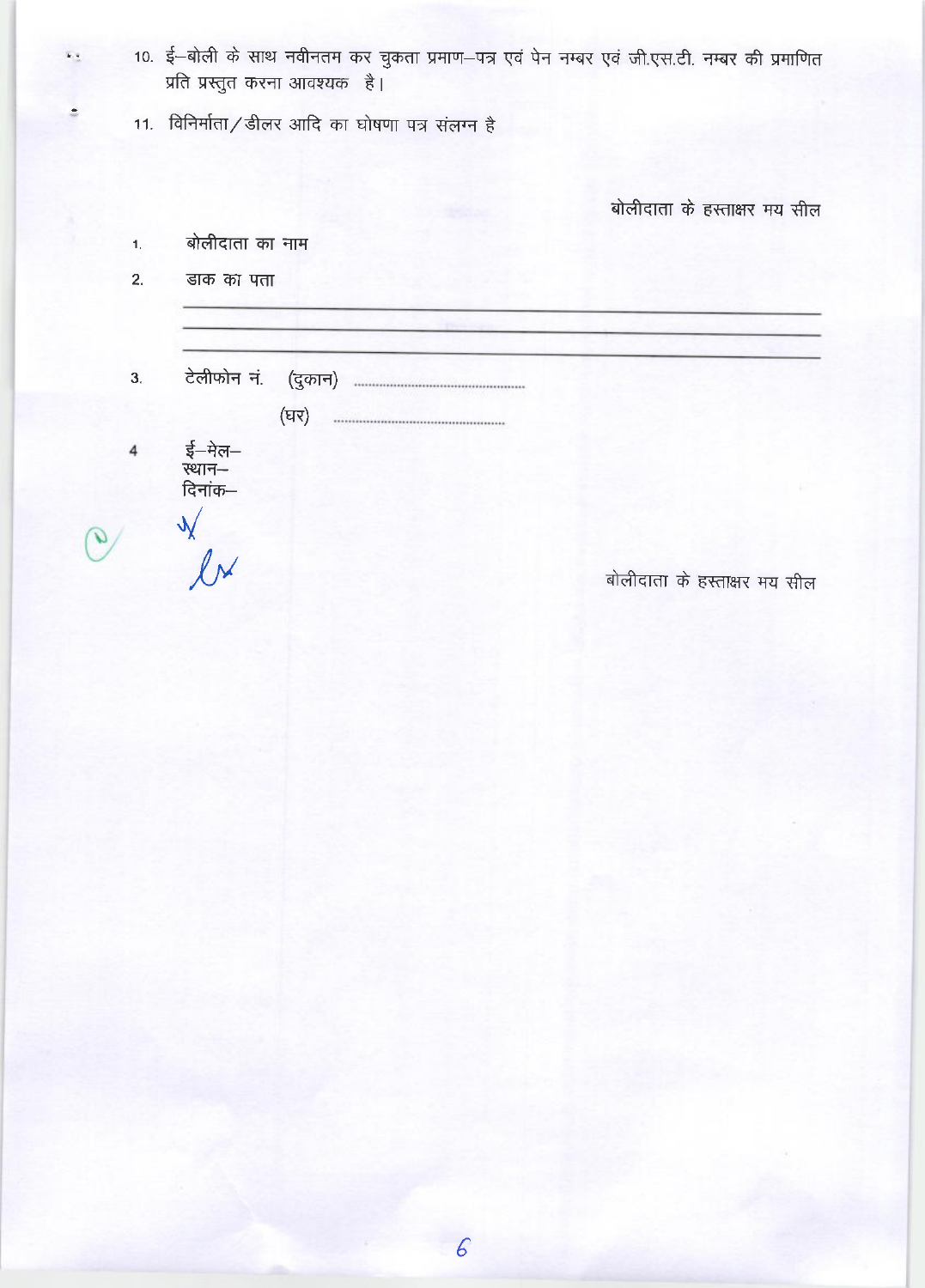10. ई–बोली के साथ नवीनतम कर चुकता प्रमाण–पत्र एवं पेन नम्बर एवं जी.एस.टी. नम्बर की प्रमाणित प्रति प्रस्तुत करना आवश्यक है।

11. विनिर्माता/डीलर आदि का घोषणा पत्र संलग्न है

बोलीदाता के हस्ताक्षर मय सील

1. बोलीदाता का नाम

2. डाक का पता

_______________________________________________

_______________________________________________

_______________________________________________

3. टेलीफोन नं. (दुकान) ..............................................

(घर) ..............................................

4. ई–मेल–
स्थान–
दिनांक–

बोलीदाता के हस्ताक्षर मय सील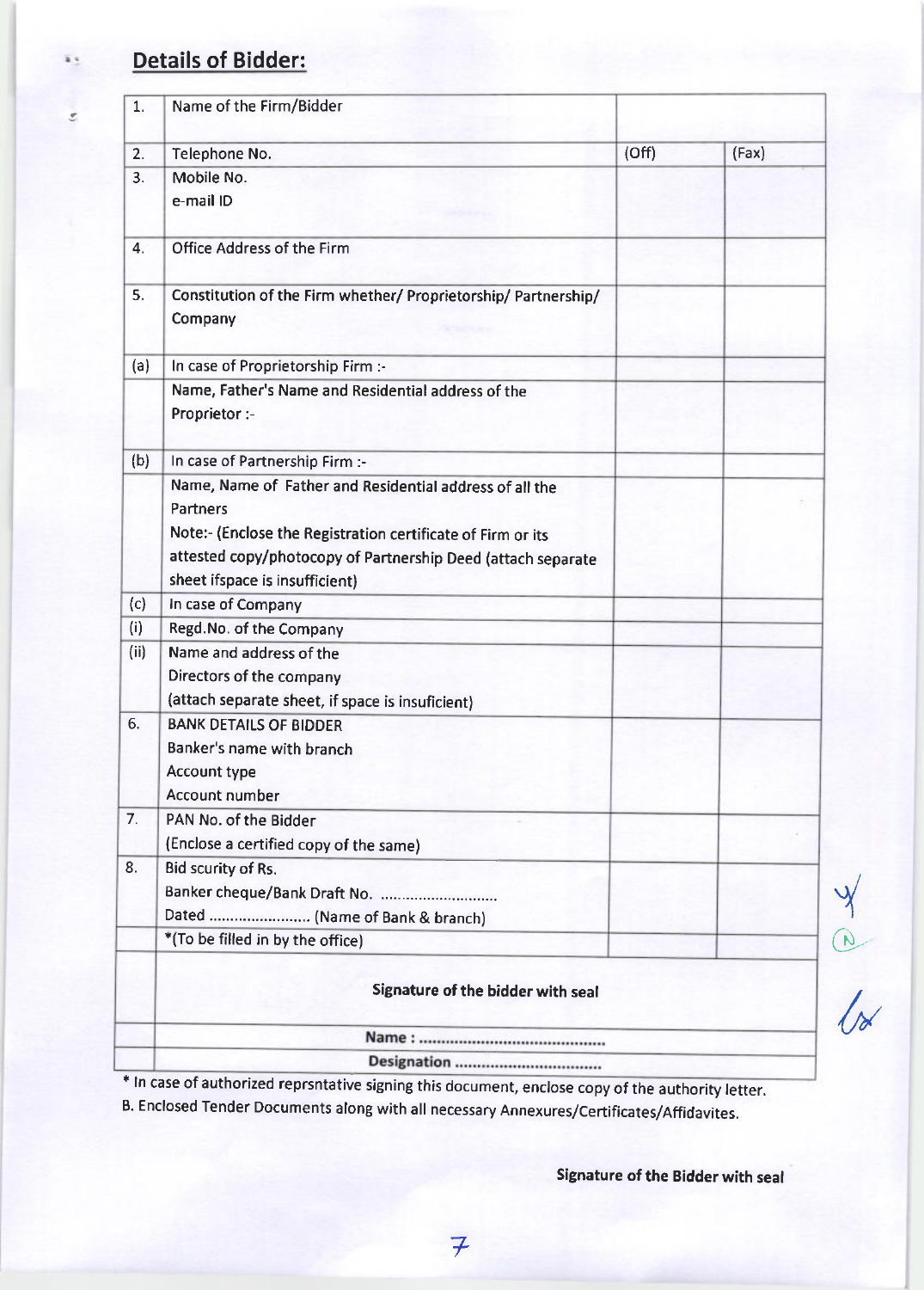## Details of Bidder:

| | | | |
|---|---|---|---|
| 1. | Name of the Firm/Bidder | | |
| 2. | Telephone No. | (Off) | (Fax) |
| 3. | Mobile No.<br>e-mail ID | | |
| 4. | Office Address of the Firm | | |
| 5. | Constitution of the Firm whether/ Proprietorship/ Partnership/ Company | | |
| (a) | In case of Proprietorship Firm :- | | |
| | Name, Father's Name and Residential address of the Proprietor :- | | |
| (b) | In case of Partnership Firm :- | | |
| | Name, Name of Father and Residential address of all the Partners<br>Note:- (Enclose the Registration certificate of Firm or its attested copy/photocopy of Partnership Deed (attach separate sheet ifspace is insufficient) | | |
| (c) | In case of Company | | |
| (i) | Regd.No. of the Company | | |
| (ii) | Name and address of the Directors of the company<br>(attach separate sheet, if space is insuficient) | | |
| 6. | BANK DETAILS OF BIDDER<br>Banker's name with branch<br>Account type<br>Account number | | |
| 7. | PAN No. of the Bidder<br>(Enclose a certified copy of the same) | | |
| 8. | Bid scurity of Rs.<br>Banker cheque/Bank Draft No. ............................<br>Dated ....................... (Name of Bank & branch) | | |
| | *(To be filled in by the office) | | |
| | **Signature of the bidder with seal** | | |
| | **Name : ..........................................** | | |
| | **Designation .................................** | | |

* In case of authorized reprsntative signing this document, enclose copy of the authority letter.

B. Enclosed Tender Documents along with all necessary Annexures/Certificates/Affidavites.

**Signature of the Bidder with seal**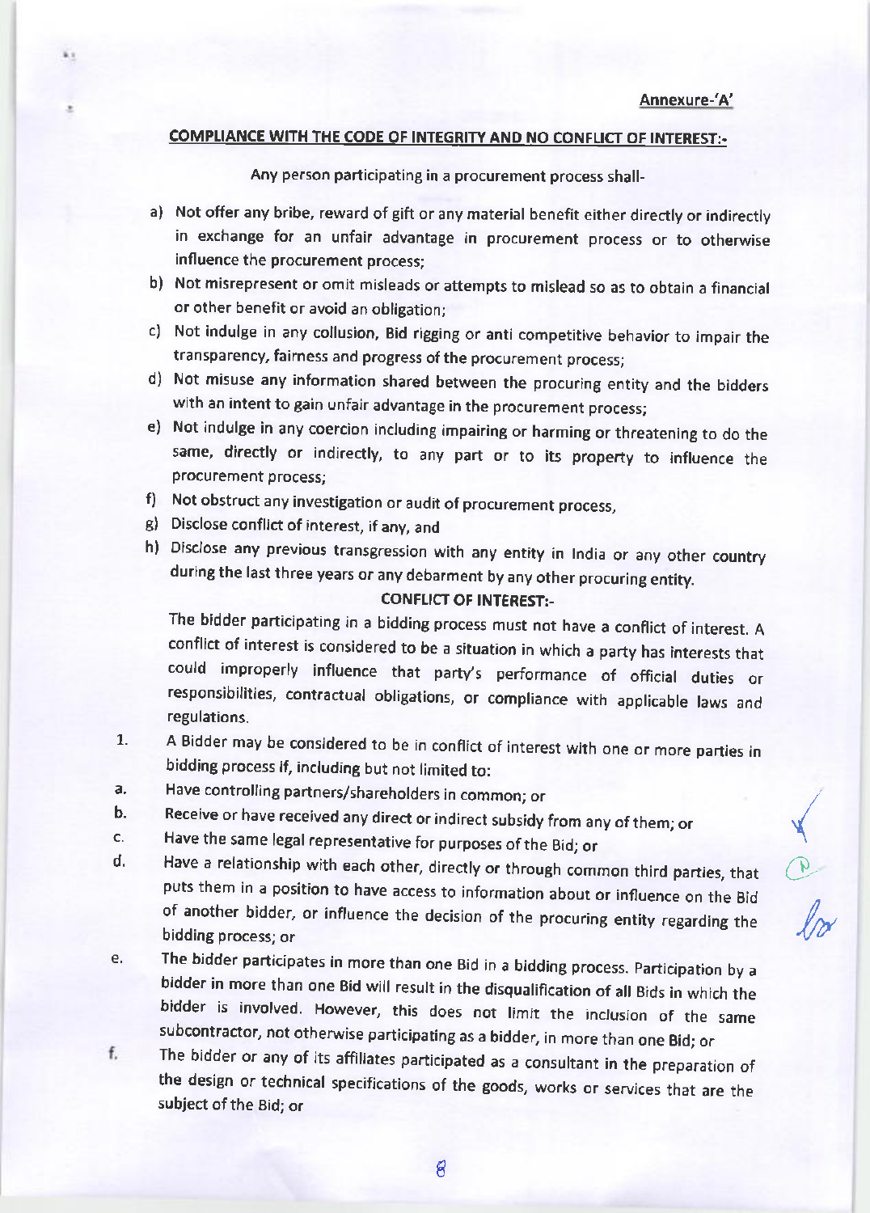Annexure-'A'

## COMPLIANCE WITH THE CODE OF INTEGRITY AND NO CONFLICT OF INTEREST:-

Any person participating in a procurement process shall-

a) Not offer any bribe, reward of gift or any material benefit either directly or indirectly in exchange for an unfair advantage in procurement process or to otherwise influence the procurement process;

b) Not misrepresent or omit misleads or attempts to mislead so as to obtain a financial or other benefit or avoid an obligation;

c) Not indulge in any collusion, Bid rigging or anti competitive behavior to impair the transparency, fairness and progress of the procurement process;

d) Not misuse any information shared between the procuring entity and the bidders with an intent to gain unfair advantage in the procurement process;

e) Not indulge in any coercion including impairing or harming or threatening to do the same, directly or indirectly, to any part or to its property to influence the procurement process;

f) Not obstruct any investigation or audit of procurement process,

g) Disclose conflict of interest, if any, and

h) Disclose any previous transgression with any entity in India or any other country during the last three years or any debarment by any other procuring entity.

### CONFLICT OF INTEREST:-

The bidder participating in a bidding process must not have a conflict of interest. A conflict of interest is considered to be a situation in which a party has interests that could improperly influence that party's performance of official duties or responsibilities, contractual obligations, or compliance with applicable laws and regulations.

1. A Bidder may be considered to be in conflict of interest with one or more parties in bidding process if, including but not limited to:

a. Have controlling partners/shareholders in common; or

b. Receive or have received any direct or indirect subsidy from any of them; or

c. Have the same legal representative for purposes of the Bid; or

d. Have a relationship with each other, directly or through common third parties, that puts them in a position to have access to information about or influence on the Bid of another bidder, or influence the decision of the procuring entity regarding the bidding process; or

e. The bidder participates in more than one Bid in a bidding process. Participation by a bidder in more than one Bid will result in the disqualification of all Bids in which the bidder is involved. However, this does not limit the inclusion of the same subcontractor, not otherwise participating as a bidder, in more than one Bid; or

f. The bidder or any of its affiliates participated as a consultant in the preparation of the design or technical specifications of the goods, works or services that are the subject of the Bid; or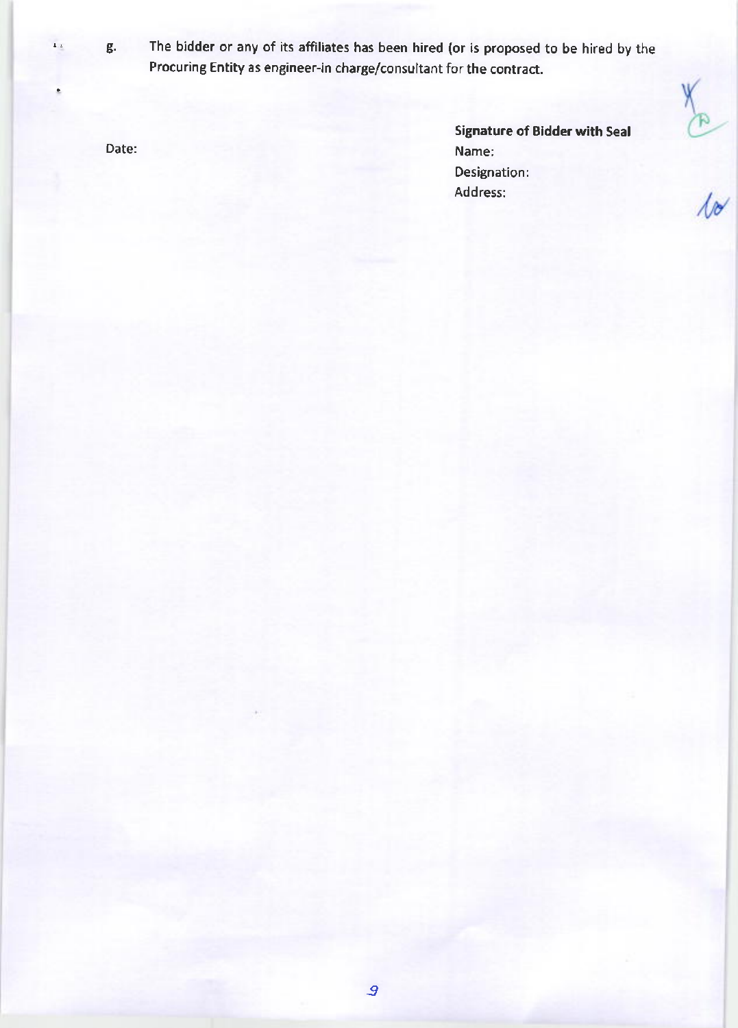g. The bidder or any of its affiliates has been hired (or is proposed to be hired by the Procuring Entity as engineer-in charge/consultant for the contract.

Date:

**Signature of Bidder with Seal**
Name:
Designation:
Address: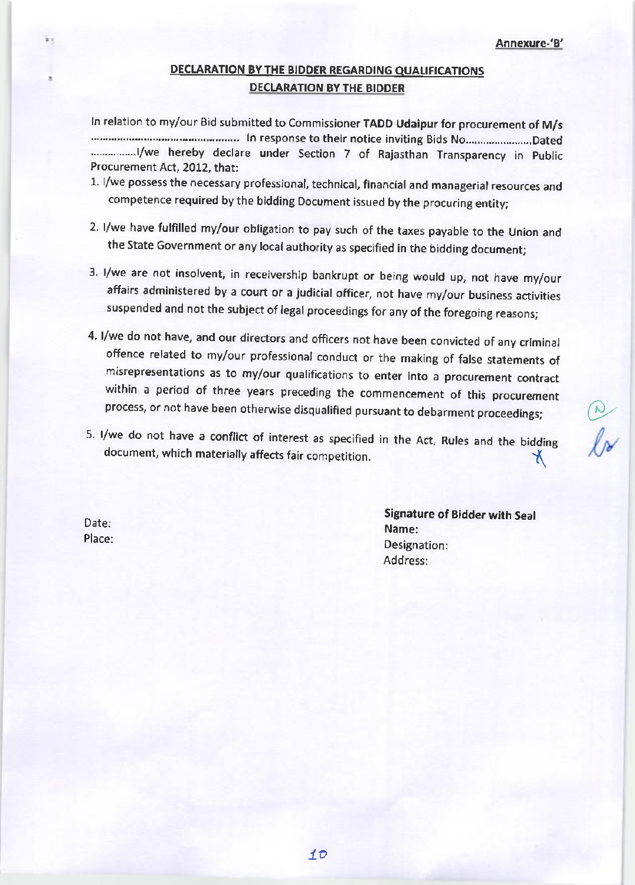Annexure-'B'

## DECLARATION BY THE BIDDER REGARDING QUALIFICATIONS

## DECLARATION BY THE BIDDER

In relation to my/our Bid submitted to Commissioner **TADD Udaipur** for procurement of M/s ……………………………………………… In response to their notice inviting Bids No…………………..Dated …………….I/we hereby declare under Section 7 of Rajasthan Transparency in Public Procurement Act, 2012, that:

1. I/we possess the necessary professional, technical, financial and managerial resources and competence required by the bidding Document issued by the procuring entity;
2. I/we have fulfilled my/our obligation to pay such of the taxes payable to the Union and the State Government or any local authority as specified in the bidding document;
3. I/we are not insolvent, in receivership bankrupt or being would up, not have my/our affairs administered by a court or a judicial officer, not have my/our business activities suspended and not the subject of legal proceedings for any of the foregoing reasons;
4. I/we do not have, and our directors and officers not have been convicted of any criminal offence related to my/our professional conduct or the making of false statements of misrepresentations as to my/our qualifications to enter into a procurement contract within a period of three years preceding the commencement of this procurement process, or not have been otherwise disqualified pursuant to debarment proceedings;
5. I/we do not have a conflict of interest as specified in the Act, Rules and the bidding document, which materially affects fair competition.

Date:

Place:

**Signature of Bidder with Seal**

**Name:**

Designation:

Address: